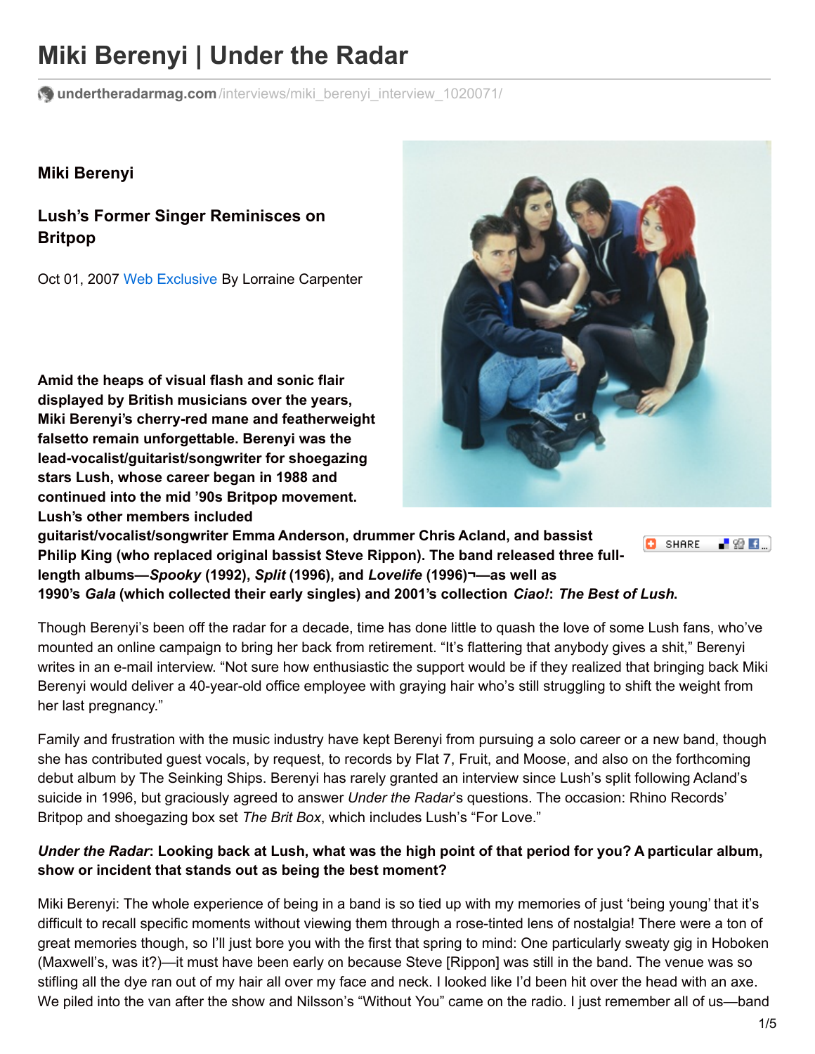# Miki Berenyi | Under the Radar

undertheradarmag.com/interviews/miki_berenyi_interview_1020071/

**Miki Berenyi**

**Lush's Former Singer Reminisces on Britpop**

Oct 01, 2007 Web Exclusive By Lorraine Carpenter

**Amid the heaps of visual flash and sonic flair displayed by British musicians over the years, Miki Berenyi's cherry-red mane and featherweight falsetto remain unforgettable. Berenyi was the lead-vocalist/guitarist/songwriter for shoegazing stars Lush, whose career began in 1988 and continued into the mid '90s Britpop movement. Lush's other members included guitarist/vocalist/songwriter Emma Anderson, drummer Chris Acland, and bassist Philip King (who replaced original bassist Steve Rippon). The band released three full-length albums—*Spooky* (1992), *Split* (1996), and *Lovelife* (1996)¬—as well as 1990's *Gala* (which collected their early singles) and 2001's collection *Ciao!*: *The Best of Lush*.**

Though Berenyi's been off the radar for a decade, time has done little to quash the love of some Lush fans, who've mounted an online campaign to bring her back from retirement. "It's flattering that anybody gives a shit," Berenyi writes in an e-mail interview. "Not sure how enthusiastic the support would be if they realized that bringing back Miki Berenyi would deliver a 40-year-old office employee with graying hair who's still struggling to shift the weight from her last pregnancy."

Family and frustration with the music industry have kept Berenyi from pursuing a solo career or a new band, though she has contributed guest vocals, by request, to records by Flat 7, Fruit, and Moose, and also on the forthcoming debut album by The Seinking Ships. Berenyi has rarely granted an interview since Lush's split following Acland's suicide in 1996, but graciously agreed to answer *Under the Radar*'s questions. The occasion: Rhino Records' Britpop and shoegazing box set *The Brit Box*, which includes Lush's "For Love."

***Under the Radar*: Looking back at Lush, what was the high point of that period for you? A particular album, show or incident that stands out as being the best moment?**

Miki Berenyi: The whole experience of being in a band is so tied up with my memories of just 'being young' that it's difficult to recall specific moments without viewing them through a rose-tinted lens of nostalgia! There were a ton of great memories though, so I'll just bore you with the first that spring to mind: One particularly sweaty gig in Hoboken (Maxwell's, was it?)—it must have been early on because Steve [Rippon] was still in the band. The venue was so stifling all the dye ran out of my hair all over my face and neck. I looked like I'd been hit over the head with an axe. We piled into the van after the show and Nilsson's "Without You" came on the radio. I just remember all of us—band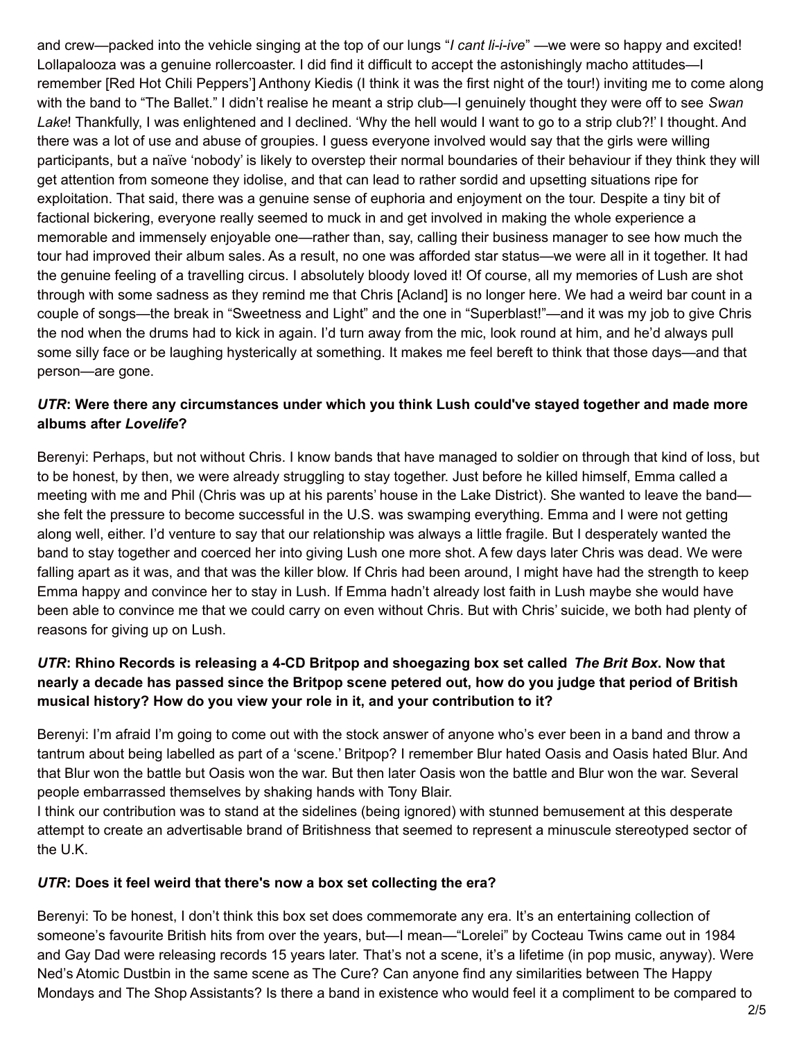and crew—packed into the vehicle singing at the top of our lungs "*I cant li-i-ive*" —we were so happy and excited! Lollapalooza was a genuine rollercoaster. I did find it difficult to accept the astonishingly macho attitudes—I remember [Red Hot Chili Peppers'] Anthony Kiedis (I think it was the first night of the tour!) inviting me to come along with the band to "The Ballet." I didn't realise he meant a strip club—I genuinely thought they were off to see *Swan Lake*! Thankfully, I was enlightened and I declined. 'Why the hell would I want to go to a strip club?!' I thought. And there was a lot of use and abuse of groupies. I guess everyone involved would say that the girls were willing participants, but a naïve 'nobody' is likely to overstep their normal boundaries of their behaviour if they think they will get attention from someone they idolise, and that can lead to rather sordid and upsetting situations ripe for exploitation. That said, there was a genuine sense of euphoria and enjoyment on the tour. Despite a tiny bit of factional bickering, everyone really seemed to muck in and get involved in making the whole experience a memorable and immensely enjoyable one—rather than, say, calling their business manager to see how much the tour had improved their album sales. As a result, no one was afforded star status—we were all in it together. It had the genuine feeling of a travelling circus. I absolutely bloody loved it! Of course, all my memories of Lush are shot through with some sadness as they remind me that Chris [Acland] is no longer here. We had a weird bar count in a couple of songs—the break in "Sweetness and Light" and the one in "Superblast!"—and it was my job to give Chris the nod when the drums had to kick in again. I'd turn away from the mic, look round at him, and he'd always pull some silly face or be laughing hysterically at something. It makes me feel bereft to think that those days—and that person—are gone.

***UTR*: Were there any circumstances under which you think Lush could've stayed together and made more albums after *Lovelife*?**

Berenyi: Perhaps, but not without Chris. I know bands that have managed to soldier on through that kind of loss, but to be honest, by then, we were already struggling to stay together. Just before he killed himself, Emma called a meeting with me and Phil (Chris was up at his parents' house in the Lake District). She wanted to leave the band—she felt the pressure to become successful in the U.S. was swamping everything. Emma and I were not getting along well, either. I'd venture to say that our relationship was always a little fragile. But I desperately wanted the band to stay together and coerced her into giving Lush one more shot. A few days later Chris was dead. We were falling apart as it was, and that was the killer blow. If Chris had been around, I might have had the strength to keep Emma happy and convince her to stay in Lush. If Emma hadn't already lost faith in Lush maybe she would have been able to convince me that we could carry on even without Chris. But with Chris' suicide, we both had plenty of reasons for giving up on Lush.

***UTR*: Rhino Records is releasing a 4-CD Britpop and shoegazing box set called *The Brit Box*. Now that nearly a decade has passed since the Britpop scene petered out, how do you judge that period of British musical history? How do you view your role in it, and your contribution to it?**

Berenyi: I'm afraid I'm going to come out with the stock answer of anyone who's ever been in a band and throw a tantrum about being labelled as part of a 'scene.' Britpop? I remember Blur hated Oasis and Oasis hated Blur. And that Blur won the battle but Oasis won the war. But then later Oasis won the battle and Blur won the war. Several people embarrassed themselves by shaking hands with Tony Blair.
I think our contribution was to stand at the sidelines (being ignored) with stunned bemusement at this desperate attempt to create an advertisable brand of Britishness that seemed to represent a minuscule stereotyped sector of the U.K.

***UTR*: Does it feel weird that there's now a box set collecting the era?**

Berenyi: To be honest, I don't think this box set does commemorate any era. It's an entertaining collection of someone's favourite British hits from over the years, but—I mean—"Lorelei" by Cocteau Twins came out in 1984 and Gay Dad were releasing records 15 years later. That's not a scene, it's a lifetime (in pop music, anyway). Were Ned's Atomic Dustbin in the same scene as The Cure? Can anyone find any similarities between The Happy Mondays and The Shop Assistants? Is there a band in existence who would feel it a compliment to be compared to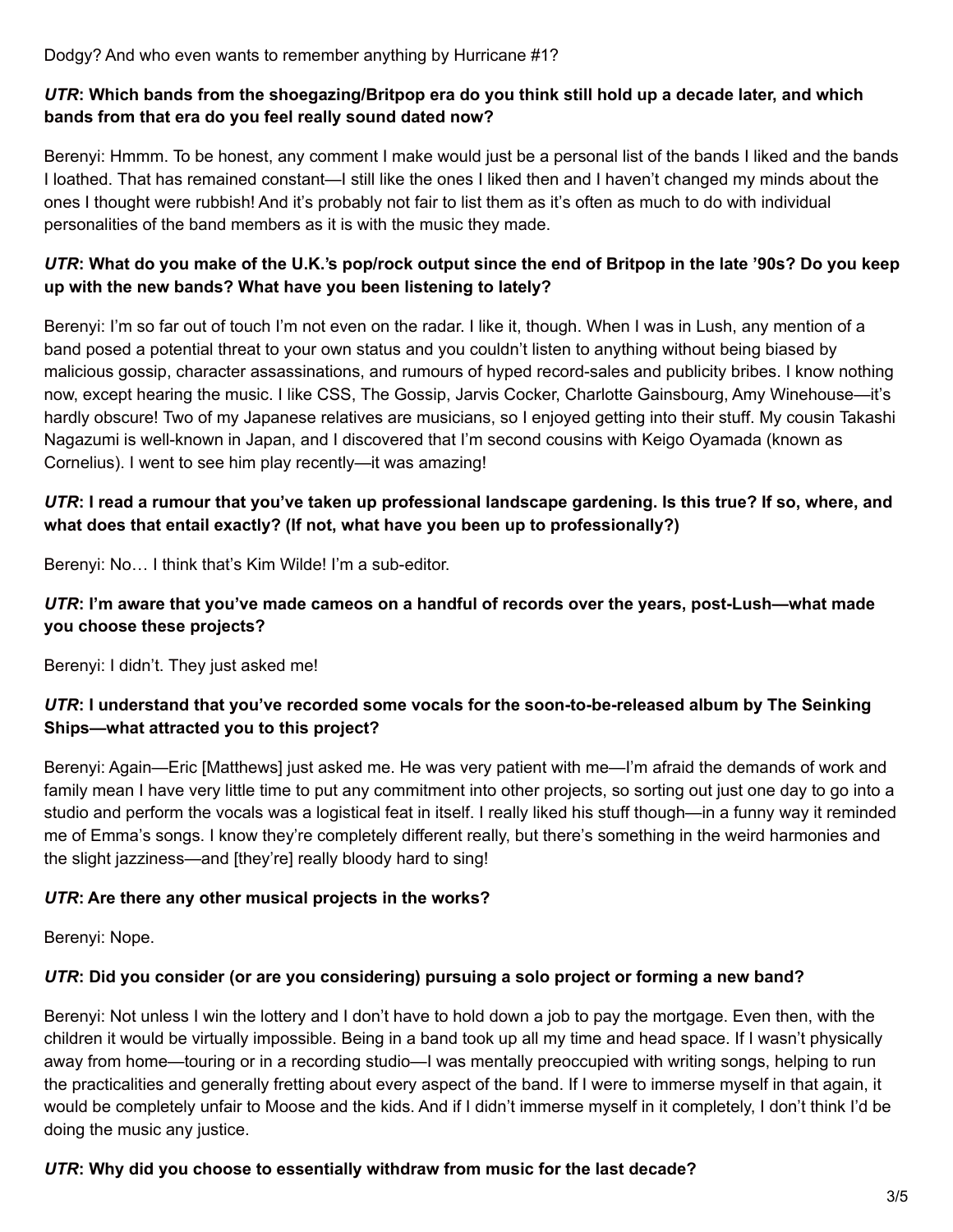Dodgy? And who even wants to remember anything by Hurricane #1?

***UTR*: Which bands from the shoegazing/Britpop era do you think still hold up a decade later, and which bands from that era do you feel really sound dated now?**

Berenyi: Hmmm. To be honest, any comment I make would just be a personal list of the bands I liked and the bands I loathed. That has remained constant—I still like the ones I liked then and I haven't changed my minds about the ones I thought were rubbish! And it's probably not fair to list them as it's often as much to do with individual personalities of the band members as it is with the music they made.

***UTR*: What do you make of the U.K.'s pop/rock output since the end of Britpop in the late '90s? Do you keep up with the new bands? What have you been listening to lately?**

Berenyi: I'm so far out of touch I'm not even on the radar. I like it, though. When I was in Lush, any mention of a band posed a potential threat to your own status and you couldn't listen to anything without being biased by malicious gossip, character assassinations, and rumours of hyped record-sales and publicity bribes. I know nothing now, except hearing the music. I like CSS, The Gossip, Jarvis Cocker, Charlotte Gainsbourg, Amy Winehouse—it's hardly obscure! Two of my Japanese relatives are musicians, so I enjoyed getting into their stuff. My cousin Takashi Nagazumi is well-known in Japan, and I discovered that I'm second cousins with Keigo Oyamada (known as Cornelius). I went to see him play recently—it was amazing!

***UTR*: I read a rumour that you've taken up professional landscape gardening. Is this true? If so, where, and what does that entail exactly? (If not, what have you been up to professionally?)**

Berenyi: No… I think that's Kim Wilde! I'm a sub-editor.

***UTR*: I'm aware that you've made cameos on a handful of records over the years, post-Lush—what made you choose these projects?**

Berenyi: I didn't. They just asked me!

***UTR*: I understand that you've recorded some vocals for the soon-to-be-released album by The Seinking Ships—what attracted you to this project?**

Berenyi: Again—Eric [Matthews] just asked me. He was very patient with me—I'm afraid the demands of work and family mean I have very little time to put any commitment into other projects, so sorting out just one day to go into a studio and perform the vocals was a logistical feat in itself. I really liked his stuff though—in a funny way it reminded me of Emma's songs. I know they're completely different really, but there's something in the weird harmonies and the slight jazziness—and [they're] really bloody hard to sing!

***UTR*: Are there any other musical projects in the works?**

Berenyi: Nope.

***UTR*: Did you consider (or are you considering) pursuing a solo project or forming a new band?**

Berenyi: Not unless I win the lottery and I don't have to hold down a job to pay the mortgage. Even then, with the children it would be virtually impossible. Being in a band took up all my time and head space. If I wasn't physically away from home—touring or in a recording studio—I was mentally preoccupied with writing songs, helping to run the practicalities and generally fretting about every aspect of the band. If I were to immerse myself in that again, it would be completely unfair to Moose and the kids. And if I didn't immerse myself in it completely, I don't think I'd be doing the music any justice.

***UTR*: Why did you choose to essentially withdraw from music for the last decade?**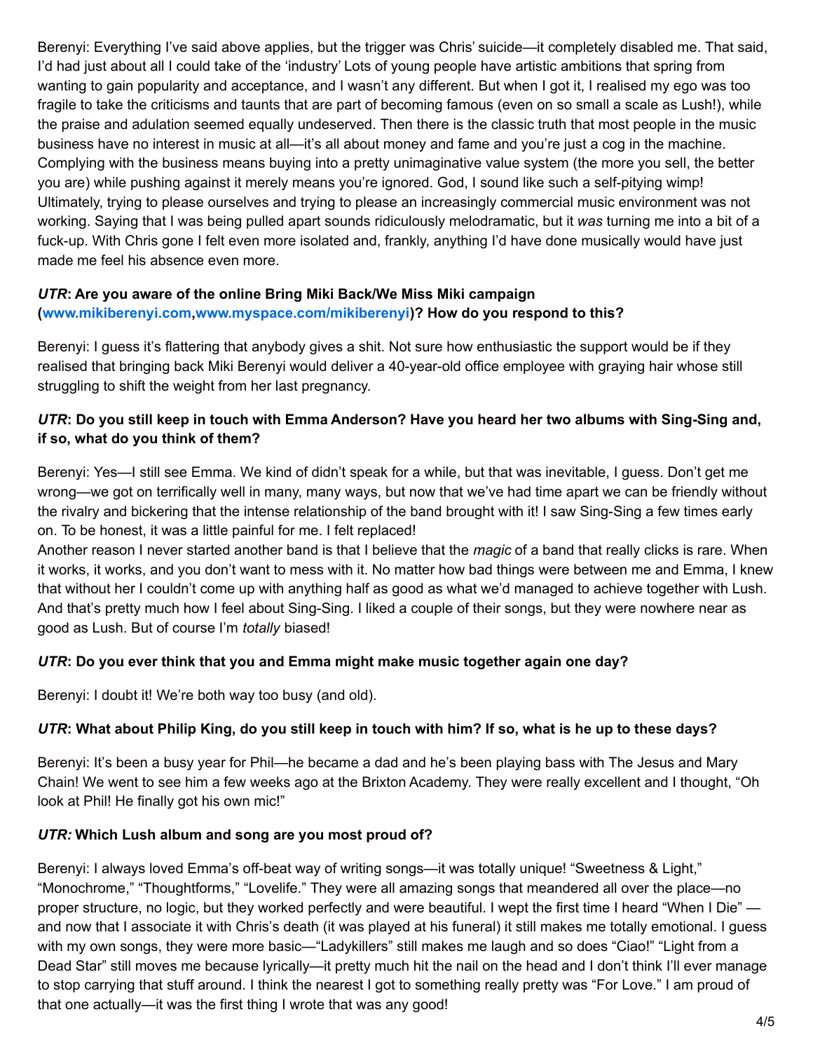Berenyi: Everything I've said above applies, but the trigger was Chris' suicide—it completely disabled me. That said, I'd had just about all I could take of the 'industry' Lots of young people have artistic ambitions that spring from wanting to gain popularity and acceptance, and I wasn't any different. But when I got it, I realised my ego was too fragile to take the criticisms and taunts that are part of becoming famous (even on so small a scale as Lush!), while the praise and adulation seemed equally undeserved. Then there is the classic truth that most people in the music business have no interest in music at all—it's all about money and fame and you're just a cog in the machine. Complying with the business means buying into a pretty unimaginative value system (the more you sell, the better you are) while pushing against it merely means you're ignored. God, I sound like such a self-pitying wimp! Ultimately, trying to please ourselves and trying to please an increasingly commercial music environment was not working. Saying that I was being pulled apart sounds ridiculously melodramatic, but it *was* turning me into a bit of a fuck-up. With Chris gone I felt even more isolated and, frankly, anything I'd have done musically would have just made me feel his absence even more.

***UTR*: Are you aware of the online Bring Miki Back/We Miss Miki campaign (www.mikiberenyi.com,www.myspace.com/mikiberenyi)? How do you respond to this?**

Berenyi: I guess it's flattering that anybody gives a shit. Not sure how enthusiastic the support would be if they realised that bringing back Miki Berenyi would deliver a 40-year-old office employee with graying hair whose still struggling to shift the weight from her last pregnancy.

***UTR*: Do you still keep in touch with Emma Anderson? Have you heard her two albums with Sing-Sing and, if so, what do you think of them?**

Berenyi: Yes—I still see Emma. We kind of didn't speak for a while, but that was inevitable, I guess. Don't get me wrong—we got on terrifically well in many, many ways, but now that we've had time apart we can be friendly without the rivalry and bickering that the intense relationship of the band brought with it! I saw Sing-Sing a few times early on. To be honest, it was a little painful for me. I felt replaced!

Another reason I never started another band is that I believe that the *magic* of a band that really clicks is rare. When it works, it works, and you don't want to mess with it. No matter how bad things were between me and Emma, I knew that without her I couldn't come up with anything half as good as what we'd managed to achieve together with Lush. And that's pretty much how I feel about Sing-Sing. I liked a couple of their songs, but they were nowhere near as good as Lush. But of course I'm *totally* biased!

***UTR*: Do you ever think that you and Emma might make music together again one day?**

Berenyi: I doubt it! We're both way too busy (and old).

***UTR*: What about Philip King, do you still keep in touch with him? If so, what is he up to these days?**

Berenyi: It's been a busy year for Phil—he became a dad and he's been playing bass with The Jesus and Mary Chain! We went to see him a few weeks ago at the Brixton Academy. They were really excellent and I thought, "Oh look at Phil! He finally got his own mic!"

***UTR:* Which Lush album and song are you most proud of?**

Berenyi: I always loved Emma's off-beat way of writing songs—it was totally unique! "Sweetness & Light," "Monochrome," "Thoughtforms," "Lovelife." They were all amazing songs that meandered all over the place—no proper structure, no logic, but they worked perfectly and were beautiful. I wept the first time I heard "When I Die" —and now that I associate it with Chris's death (it was played at his funeral) it still makes me totally emotional. I guess with my own songs, they were more basic—"Ladykillers" still makes me laugh and so does "Ciao!" "Light from a Dead Star" still moves me because lyrically—it pretty much hit the nail on the head and I don't think I'll ever manage to stop carrying that stuff around. I think the nearest I got to something really pretty was "For Love." I am proud of that one actually—it was the first thing I wrote that was any good!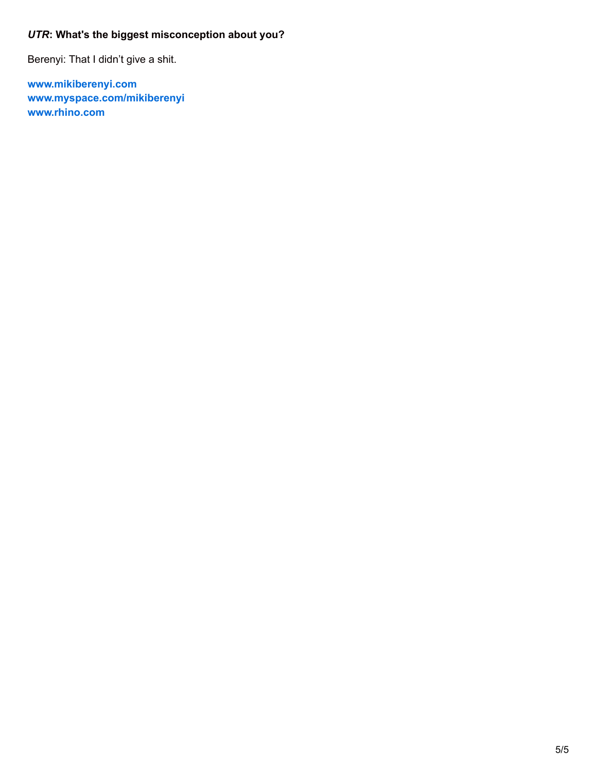***UTR*: What's the biggest misconception about you?**

Berenyi: That I didn’t give a shit.

**www.mikiberenyi.com**
**www.myspace.com/mikiberenyi**
**www.rhino.com**